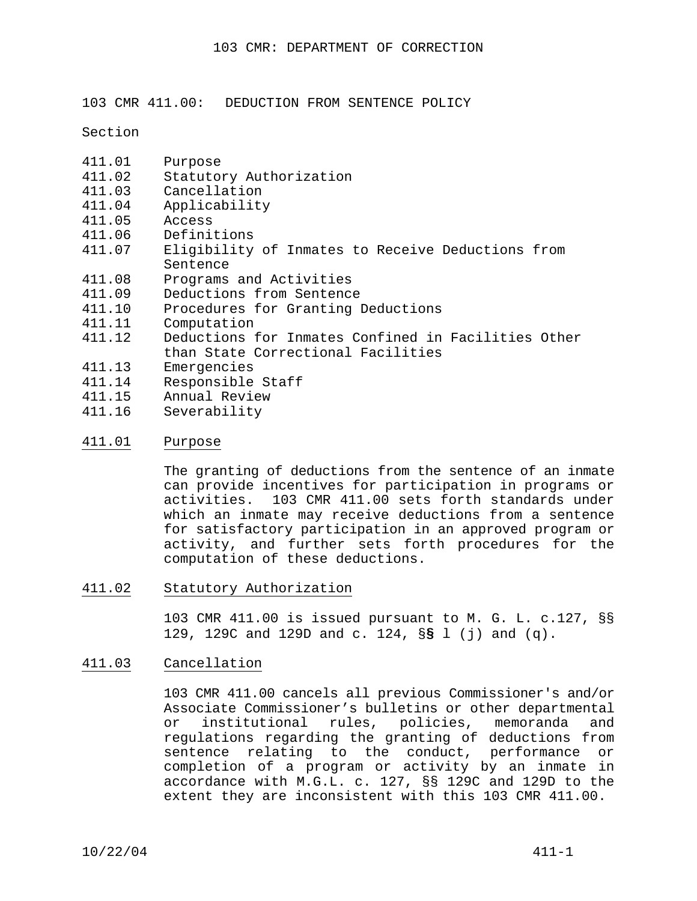# 103 CMR: DEPARTMENT OF CORRECTION

## 103 CMR 411.00: DEDUCTION FROM SENTENCE POLICY

Section

411.01 Purpose
411.02 Statutory Authorization
411.03 Cancellation
411.04 Applicability
411.05 Access
411.06 Definitions
411.07 Eligibility of Inmates to Receive Deductions from Sentence
411.08 Programs and Activities
411.09 Deductions from Sentence
411.10 Procedures for Granting Deductions
411.11 Computation
411.12 Deductions for Inmates Confined in Facilities Other than State Correctional Facilities
411.13 Emergencies
411.14 Responsible Staff
411.15 Annual Review
411.16 Severability

### 411.01 Purpose

The granting of deductions from the sentence of an inmate can provide incentives for participation in programs or activities. 103 CMR 411.00 sets forth standards under which an inmate may receive deductions from a sentence for satisfactory participation in an approved program or activity, and further sets forth procedures for the computation of these deductions.

### 411.02 Statutory Authorization

103 CMR 411.00 is issued pursuant to M. G. L. c.127, §§ 129, 129C and 129D and c. 124, §§ l (j) and (q).

### 411.03 Cancellation

103 CMR 411.00 cancels all previous Commissioner's and/or Associate Commissioner's bulletins or other departmental or institutional rules, policies, memoranda and regulations regarding the granting of deductions from sentence relating to the conduct, performance or completion of a program or activity by an inmate in accordance with M.G.L. c. 127, §§ 129C and 129D to the extent they are inconsistent with this 103 CMR 411.00.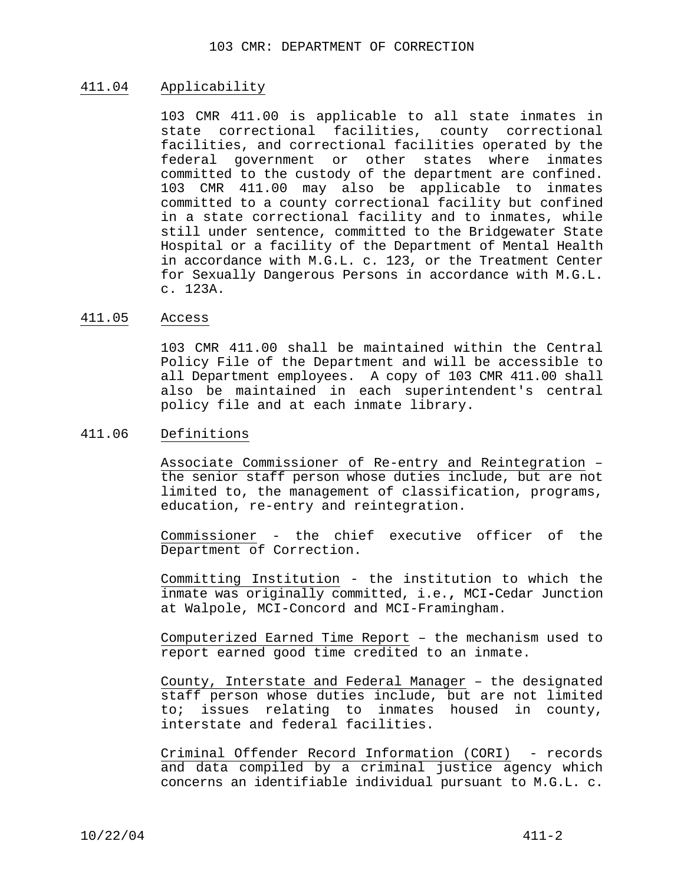## 411.04 Applicability

103 CMR 411.00 is applicable to all state inmates in state correctional facilities, county correctional facilities, and correctional facilities operated by the federal government or other states where inmates committed to the custody of the department are confined. 103 CMR 411.00 may also be applicable to inmates committed to a county correctional facility but confined in a state correctional facility and to inmates, while still under sentence, committed to the Bridgewater State Hospital or a facility of the Department of Mental Health in accordance with M.G.L. c. 123, or the Treatment Center for Sexually Dangerous Persons in accordance with M.G.L. c. 123A.

## 411.05 Access

103 CMR 411.00 shall be maintained within the Central Policy File of the Department and will be accessible to all Department employees. A copy of 103 CMR 411.00 shall also be maintained in each superintendent's central policy file and at each inmate library.

## 411.06 Definitions

Associate Commissioner of Re-entry and Reintegration – the senior staff person whose duties include, but are not limited to, the management of classification, programs, education, re-entry and reintegration.

Commissioner - the chief executive officer of the Department of Correction.

Committing Institution - the institution to which the inmate was originally committed, i.e., MCI-Cedar Junction at Walpole, MCI-Concord and MCI-Framingham.

Computerized Earned Time Report – the mechanism used to report earned good time credited to an inmate.

County, Interstate and Federal Manager – the designated staff person whose duties include, but are not limited to; issues relating to inmates housed in county, interstate and federal facilities.

Criminal Offender Record Information (CORI) - records and data compiled by a criminal justice agency which concerns an identifiable individual pursuant to M.G.L. c.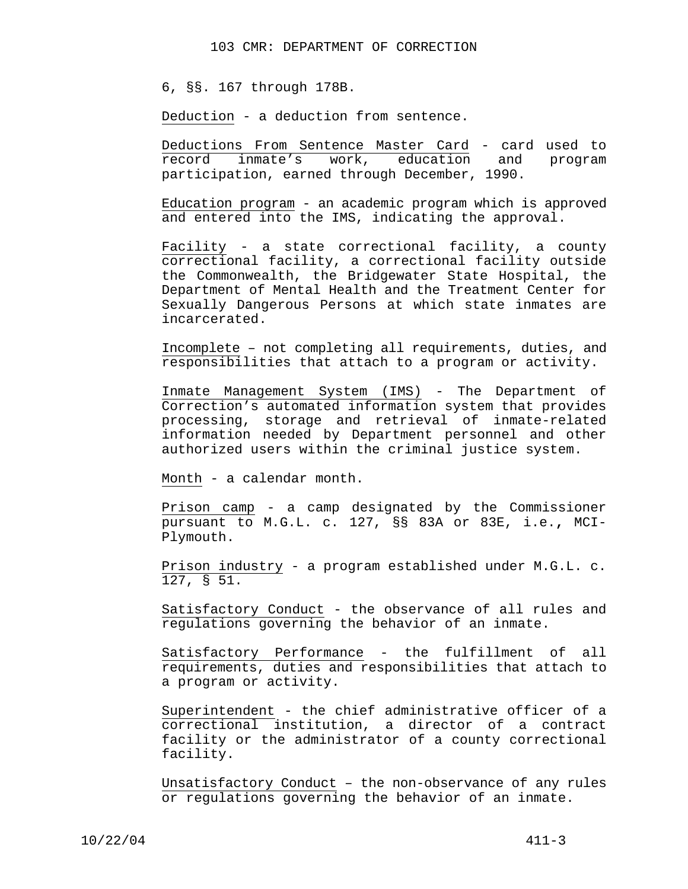6, §§. 167 through 178B.

Deduction - a deduction from sentence.

Deductions From Sentence Master Card - card used to record inmate's work, education and program participation, earned through December, 1990.

Education program - an academic program which is approved and entered into the IMS, indicating the approval.

Facility - a state correctional facility, a county correctional facility, a correctional facility outside the Commonwealth, the Bridgewater State Hospital, the Department of Mental Health and the Treatment Center for Sexually Dangerous Persons at which state inmates are incarcerated.

Incomplete – not completing all requirements, duties, and responsibilities that attach to a program or activity.

Inmate Management System (IMS) - The Department of Correction's automated information system that provides processing, storage and retrieval of inmate-related information needed by Department personnel and other authorized users within the criminal justice system.

Month - a calendar month.

Prison camp - a camp designated by the Commissioner pursuant to M.G.L. c. 127, §§ 83A or 83E, i.e., MCI-Plymouth.

Prison industry - a program established under M.G.L. c. 127, § 51.

Satisfactory Conduct - the observance of all rules and regulations governing the behavior of an inmate.

Satisfactory Performance - the fulfillment of all requirements, duties and responsibilities that attach to a program or activity.

Superintendent - the chief administrative officer of a correctional institution, a director of a contract facility or the administrator of a county correctional facility.

Unsatisfactory Conduct – the non-observance of any rules or regulations governing the behavior of an inmate.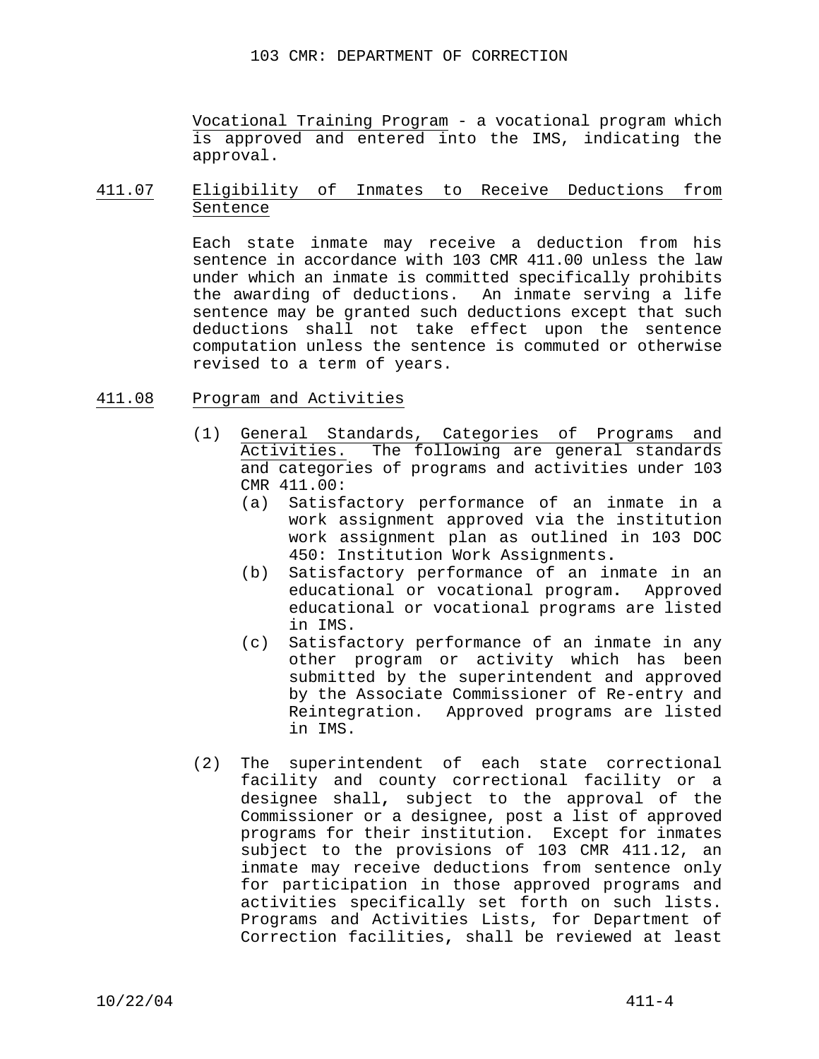Vocational Training Program - a vocational program which is approved and entered into the IMS, indicating the approval.

## 411.07 Eligibility of Inmates to Receive Deductions from Sentence

Each state inmate may receive a deduction from his sentence in accordance with 103 CMR 411.00 unless the law under which an inmate is committed specifically prohibits the awarding of deductions. An inmate serving a life sentence may be granted such deductions except that such deductions shall not take effect upon the sentence computation unless the sentence is commuted or otherwise revised to a term of years.

## 411.08 Program and Activities

(1) General Standards, Categories of Programs and Activities. The following are general standards and categories of programs and activities under 103 CMR 411.00:

- (a) Satisfactory performance of an inmate in a work assignment approved via the institution work assignment plan as outlined in 103 DOC 450: Institution Work Assignments.
- (b) Satisfactory performance of an inmate in an educational or vocational program. Approved educational or vocational programs are listed in IMS.
- (c) Satisfactory performance of an inmate in any other program or activity which has been submitted by the superintendent and approved by the Associate Commissioner of Re-entry and Reintegration. Approved programs are listed in IMS.

(2) The superintendent of each state correctional facility and county correctional facility or a designee shall, subject to the approval of the Commissioner or a designee, post a list of approved programs for their institution. Except for inmates subject to the provisions of 103 CMR 411.12, an inmate may receive deductions from sentence only for participation in those approved programs and activities specifically set forth on such lists. Programs and Activities Lists, for Department of Correction facilities, shall be reviewed at least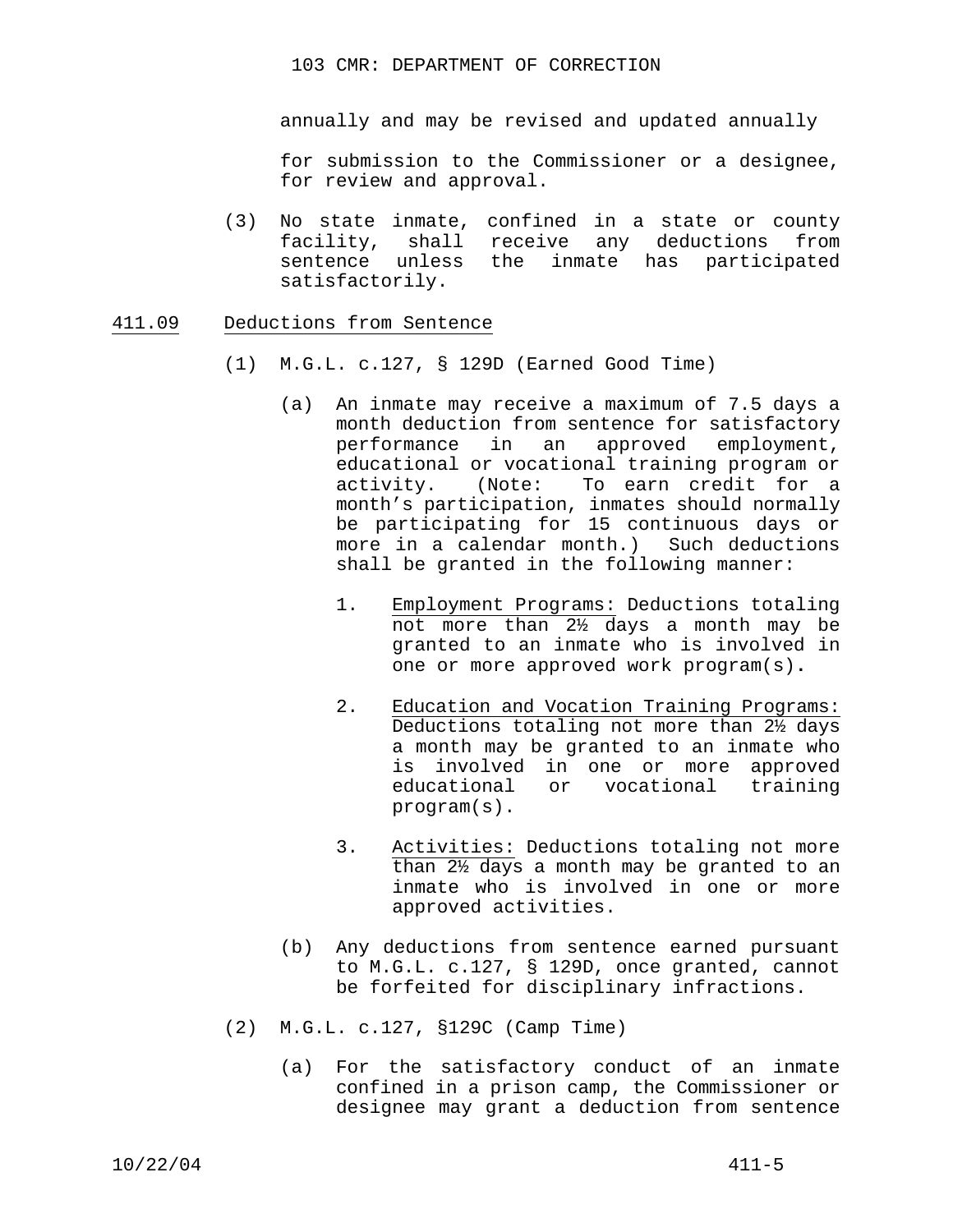annually and may be revised and updated annually

for submission to the Commissioner or a designee, for review and approval.

(3) No state inmate, confined in a state or county facility, shall receive any deductions from sentence unless the inmate has participated satisfactorily.

## 411.09 Deductions from Sentence

(1) M.G.L. c.127, § 129D (Earned Good Time)

(a) An inmate may receive a maximum of 7.5 days a month deduction from sentence for satisfactory performance in an approved employment, educational or vocational training program or activity. (Note: To earn credit for a month's participation, inmates should normally be participating for 15 continuous days or more in a calendar month.) Such deductions shall be granted in the following manner:

1. Employment Programs: Deductions totaling not more than 2½ days a month may be granted to an inmate who is involved in one or more approved work program(s).

2. Education and Vocation Training Programs: Deductions totaling not more than 2½ days a month may be granted to an inmate who is involved in one or more approved educational or vocational training program(s).

3. Activities: Deductions totaling not more than 2½ days a month may be granted to an inmate who is involved in one or more approved activities.

(b) Any deductions from sentence earned pursuant to M.G.L. c.127, § 129D, once granted, cannot be forfeited for disciplinary infractions.

(2) M.G.L. c.127, §129C (Camp Time)

(a) For the satisfactory conduct of an inmate confined in a prison camp, the Commissioner or designee may grant a deduction from sentence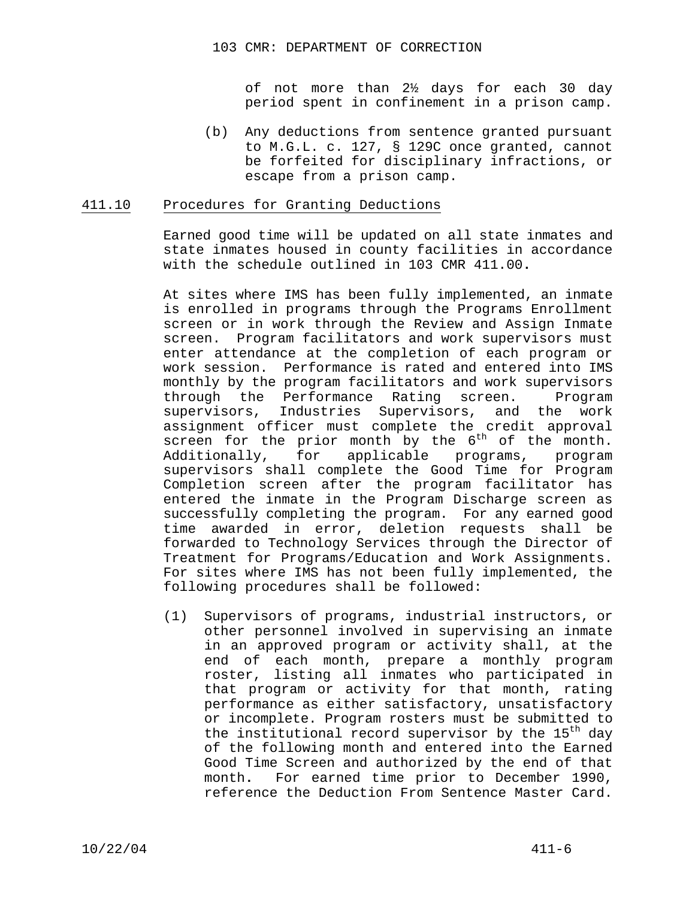of not more than 2½ days for each 30 day period spent in confinement in a prison camp.

(b) Any deductions from sentence granted pursuant to M.G.L. c. 127, § 129C once granted, cannot be forfeited for disciplinary infractions, or escape from a prison camp.

## 411.10 Procedures for Granting Deductions

Earned good time will be updated on all state inmates and state inmates housed in county facilities in accordance with the schedule outlined in 103 CMR 411.00.

At sites where IMS has been fully implemented, an inmate is enrolled in programs through the Programs Enrollment screen or in work through the Review and Assign Inmate screen. Program facilitators and work supervisors must enter attendance at the completion of each program or work session. Performance is rated and entered into IMS monthly by the program facilitators and work supervisors through the Performance Rating screen. Program supervisors, Industries Supervisors, and the work assignment officer must complete the credit approval screen for the prior month by the 6th of the month. Additionally, for applicable programs, program supervisors shall complete the Good Time for Program Completion screen after the program facilitator has entered the inmate in the Program Discharge screen as successfully completing the program. For any earned good time awarded in error, deletion requests shall be forwarded to Technology Services through the Director of Treatment for Programs/Education and Work Assignments. For sites where IMS has not been fully implemented, the following procedures shall be followed:

(1) Supervisors of programs, industrial instructors, or other personnel involved in supervising an inmate in an approved program or activity shall, at the end of each month, prepare a monthly program roster, listing all inmates who participated in that program or activity for that month, rating performance as either satisfactory, unsatisfactory or incomplete. Program rosters must be submitted to the institutional record supervisor by the 15th day of the following month and entered into the Earned Good Time Screen and authorized by the end of that month. For earned time prior to December 1990, reference the Deduction From Sentence Master Card.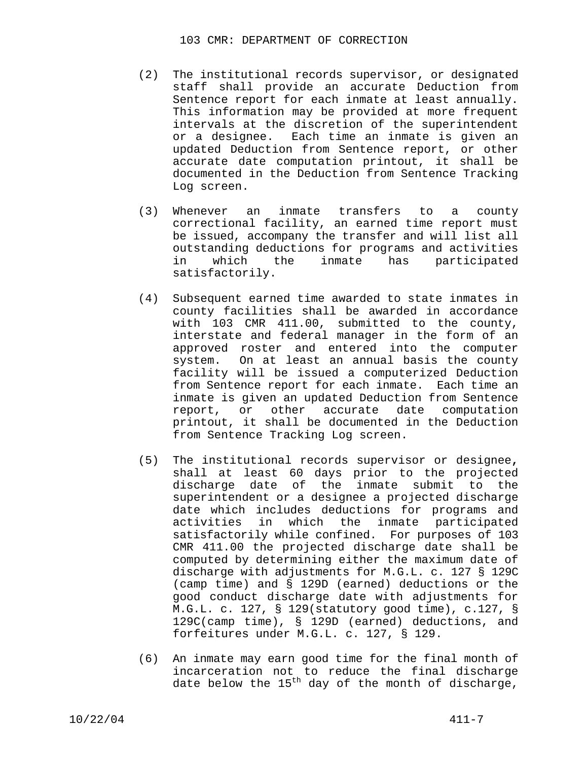(2) The institutional records supervisor, or designated staff shall provide an accurate Deduction from Sentence report for each inmate at least annually. This information may be provided at more frequent intervals at the discretion of the superintendent or a designee. Each time an inmate is given an updated Deduction from Sentence report, or other accurate date computation printout, it shall be documented in the Deduction from Sentence Tracking Log screen.

(3) Whenever an inmate transfers to a county correctional facility, an earned time report must be issued, accompany the transfer and will list all outstanding deductions for programs and activities in which the inmate has participated satisfactorily.

(4) Subsequent earned time awarded to state inmates in county facilities shall be awarded in accordance with 103 CMR 411.00, submitted to the county, interstate and federal manager in the form of an approved roster and entered into the computer system. On at least an annual basis the county facility will be issued a computerized Deduction from Sentence report for each inmate. Each time an inmate is given an updated Deduction from Sentence report, or other accurate date computation printout, it shall be documented in the Deduction from Sentence Tracking Log screen.

(5) The institutional records supervisor or designee, shall at least 60 days prior to the projected discharge date of the inmate submit to the superintendent or a designee a projected discharge date which includes deductions for programs and activities in which the inmate participated satisfactorily while confined. For purposes of 103 CMR 411.00 the projected discharge date shall be computed by determining either the maximum date of discharge with adjustments for M.G.L. c. 127 § 129C (camp time) and § 129D (earned) deductions or the good conduct discharge date with adjustments for M.G.L. c. 127, § 129(statutory good time), c.127, § 129C(camp time), § 129D (earned) deductions, and forfeitures under M.G.L. c. 127, § 129.

(6) An inmate may earn good time for the final month of incarceration not to reduce the final discharge date below the 15th day of the month of discharge,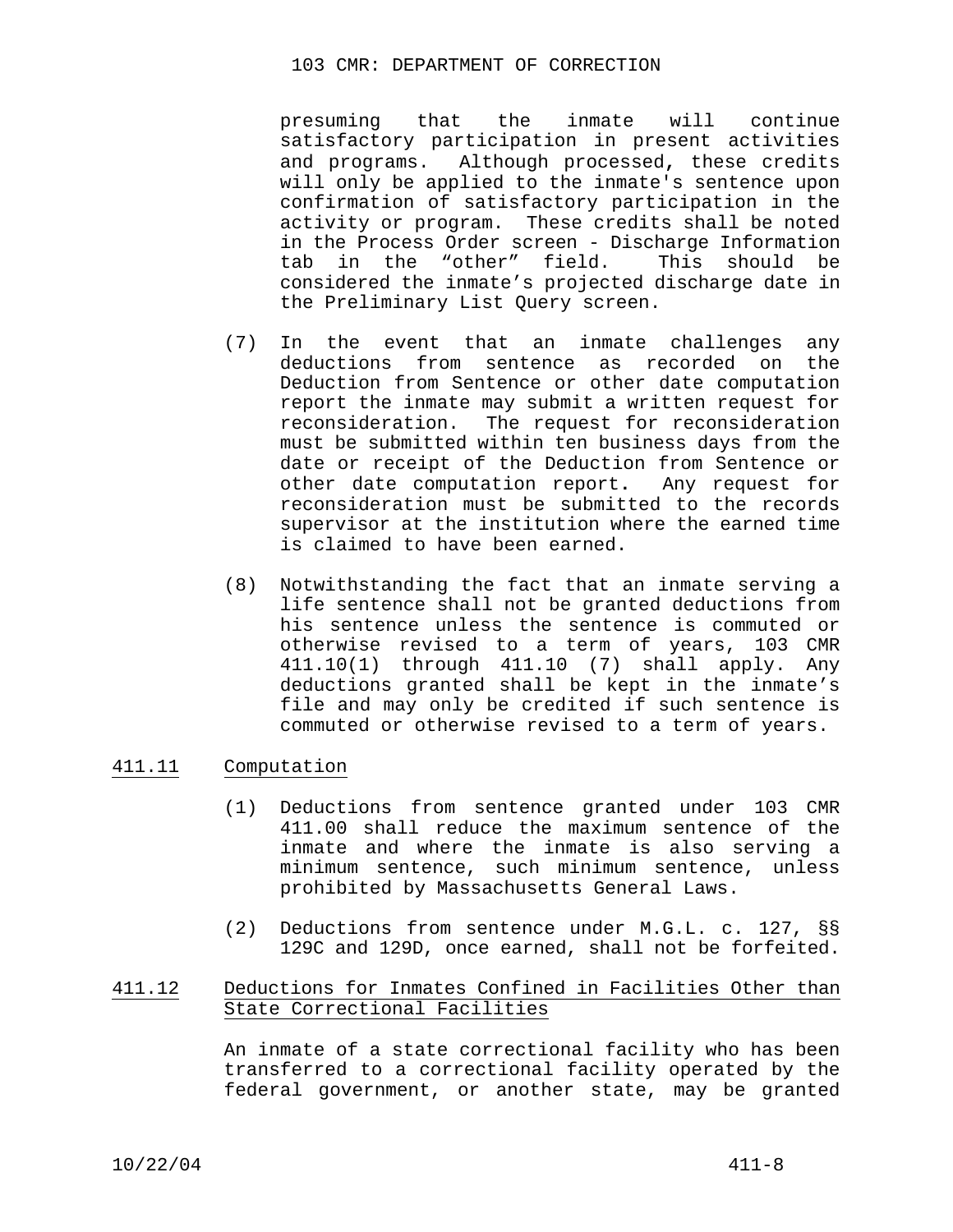presuming that the inmate will continue satisfactory participation in present activities and programs. Although processed, these credits will only be applied to the inmate's sentence upon confirmation of satisfactory participation in the activity or program. These credits shall be noted in the Process Order screen - Discharge Information tab in the “other” field. This should be considered the inmate’s projected discharge date in the Preliminary List Query screen.

(7) In the event that an inmate challenges any deductions from sentence as recorded on the Deduction from Sentence or other date computation report the inmate may submit a written request for reconsideration. The request for reconsideration must be submitted within ten business days from the date or receipt of the Deduction from Sentence or other date computation report. Any request for reconsideration must be submitted to the records supervisor at the institution where the earned time is claimed to have been earned.

(8) Notwithstanding the fact that an inmate serving a life sentence shall not be granted deductions from his sentence unless the sentence is commuted or otherwise revised to a term of years, 103 CMR 411.10(1) through 411.10 (7) shall apply. Any deductions granted shall be kept in the inmate’s file and may only be credited if such sentence is commuted or otherwise revised to a term of years.

## 411.11 Computation

(1) Deductions from sentence granted under 103 CMR 411.00 shall reduce the maximum sentence of the inmate and where the inmate is also serving a minimum sentence, such minimum sentence, unless prohibited by Massachusetts General Laws.

(2) Deductions from sentence under M.G.L. c. 127, §§ 129C and 129D, once earned, shall not be forfeited.

## 411.12 Deductions for Inmates Confined in Facilities Other than State Correctional Facilities

An inmate of a state correctional facility who has been transferred to a correctional facility operated by the federal government, or another state, may be granted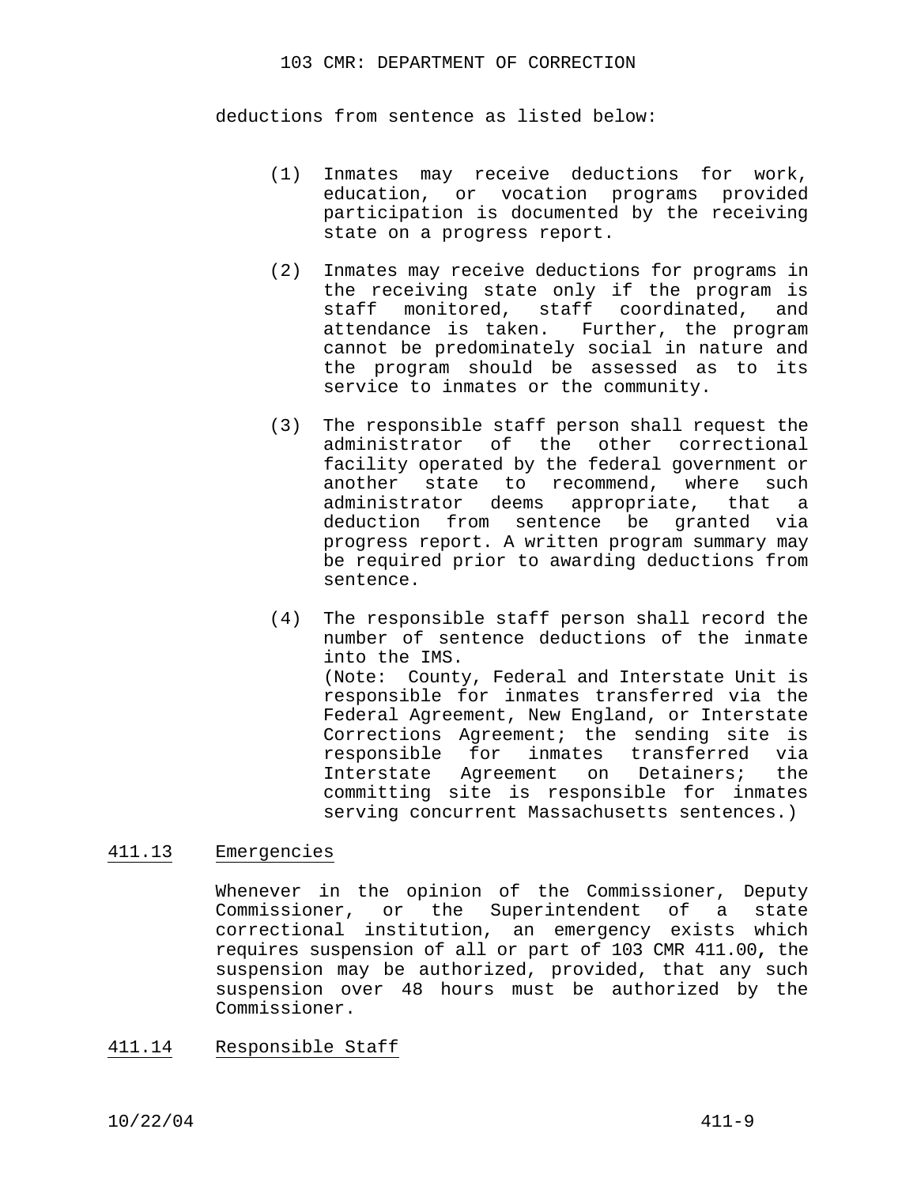deductions from sentence as listed below:

(1) Inmates may receive deductions for work, education, or vocation programs provided participation is documented by the receiving state on a progress report.

(2) Inmates may receive deductions for programs in the receiving state only if the program is staff monitored, staff coordinated, and attendance is taken. Further, the program cannot be predominately social in nature and the program should be assessed as to its service to inmates or the community.

(3) The responsible staff person shall request the administrator of the other correctional facility operated by the federal government or another state to recommend, where such administrator deems appropriate, that a deduction from sentence be granted via progress report. A written program summary may be required prior to awarding deductions from sentence.

(4) The responsible staff person shall record the number of sentence deductions of the inmate into the IMS.
(Note: County, Federal and Interstate Unit is responsible for inmates transferred via the Federal Agreement, New England, or Interstate Corrections Agreement; the sending site is responsible for inmates transferred via Interstate Agreement on Detainers; the committing site is responsible for inmates serving concurrent Massachusetts sentences.)

## 411.13 Emergencies

Whenever in the opinion of the Commissioner, Deputy Commissioner, or the Superintendent of a state correctional institution, an emergency exists which requires suspension of all or part of 103 CMR 411.00, the suspension may be authorized, provided, that any such suspension over 48 hours must be authorized by the Commissioner.

## 411.14 Responsible Staff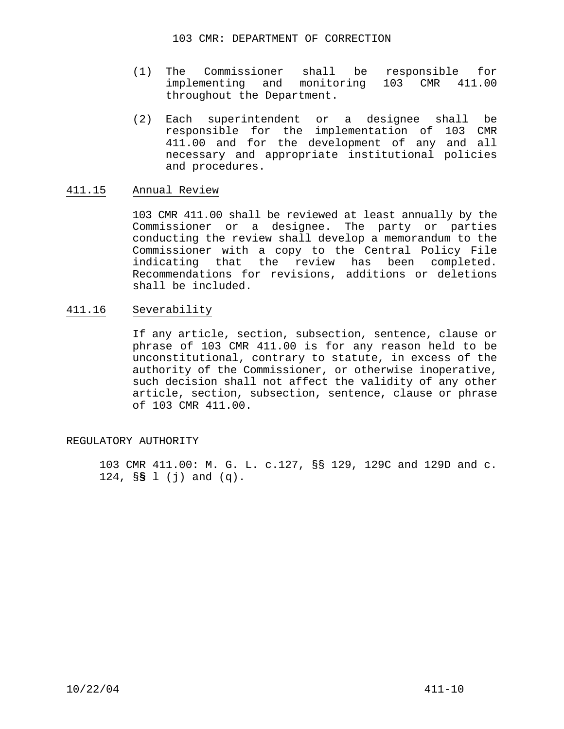(1) The Commissioner shall be responsible for implementing and monitoring 103 CMR 411.00 throughout the Department.

(2) Each superintendent or a designee shall be responsible for the implementation of 103 CMR 411.00 and for the development of any and all necessary and appropriate institutional policies and procedures.

## 411.15 Annual Review

103 CMR 411.00 shall be reviewed at least annually by the Commissioner or a designee. The party or parties conducting the review shall develop a memorandum to the Commissioner with a copy to the Central Policy File indicating that the review has been completed. Recommendations for revisions, additions or deletions shall be included.

## 411.16 Severability

If any article, section, subsection, sentence, clause or phrase of 103 CMR 411.00 is for any reason held to be unconstitutional, contrary to statute, in excess of the authority of the Commissioner, or otherwise inoperative, such decision shall not affect the validity of any other article, section, subsection, sentence, clause or phrase of 103 CMR 411.00.

REGULATORY AUTHORITY

103 CMR 411.00: M. G. L. c.127, §§ 129, 129C and 129D and c. 124, §§ l (j) and (q).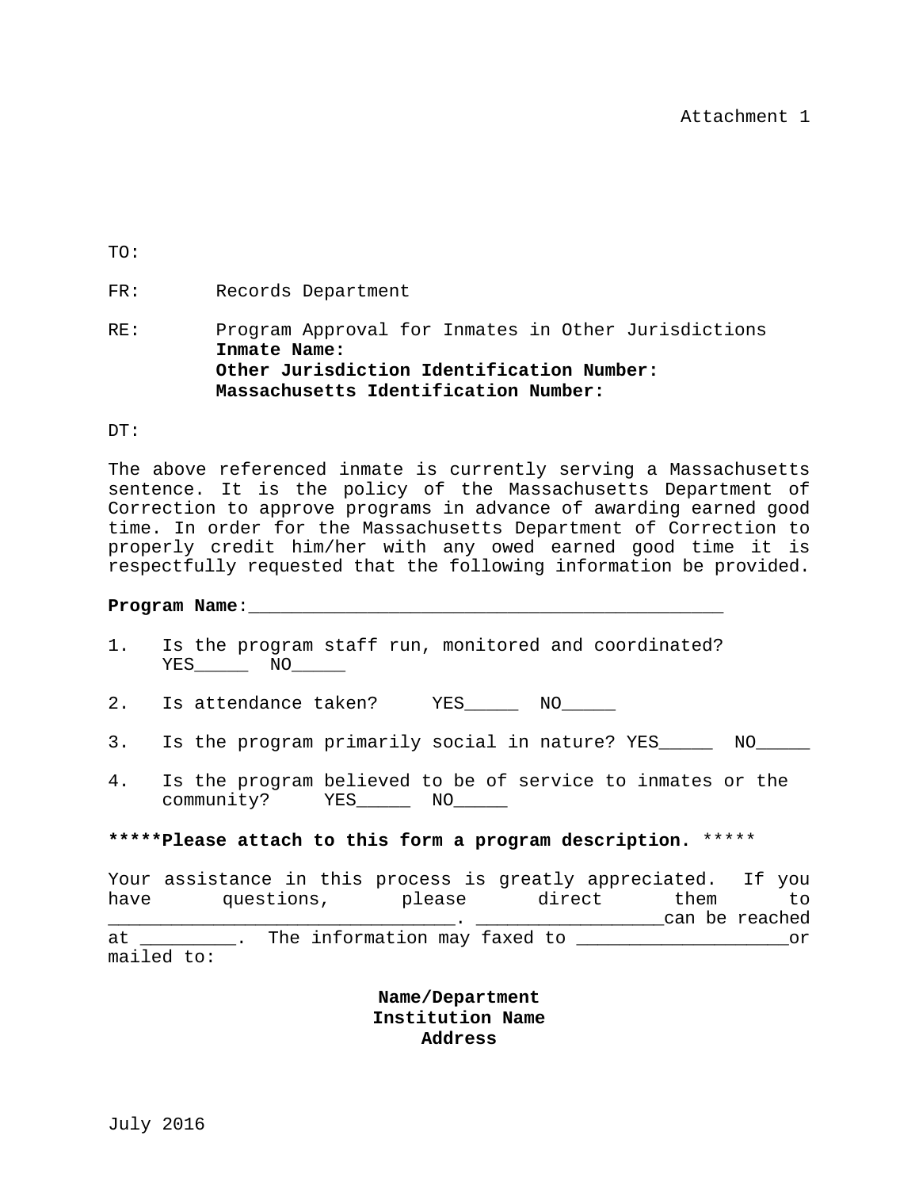Attachment 1

TO:

FR: Records Department

RE: Program Approval for Inmates in Other Jurisdictions
**Inmate Name:**
**Other Jurisdiction Identification Number:**
**Massachusetts Identification Number:**

DT:

The above referenced inmate is currently serving a Massachusetts sentence. It is the policy of the Massachusetts Department of Correction to approve programs in advance of awarding earned good time. In order for the Massachusetts Department of Correction to properly credit him/her with any owed earned good time it is respectfully requested that the following information be provided.

**Program Name**:_____________________________________________

1. Is the program staff run, monitored and coordinated? YES_____ NO_____
2. Is attendance taken? YES_____ NO_____
3. Is the program primarily social in nature? YES_____ NO_____
4. Is the program believed to be of service to inmates or the community? YES_____ NO_____

*****<strong>Please attach to this form a program description.</strong> *****

Your assistance in this process is greatly appreciated. If you have questions, please direct them to ________________________________. _________________can be reached at _________. The information may faxed to ____________________or mailed to:

**Name/Department**
**Institution Name**
**Address**

July 2016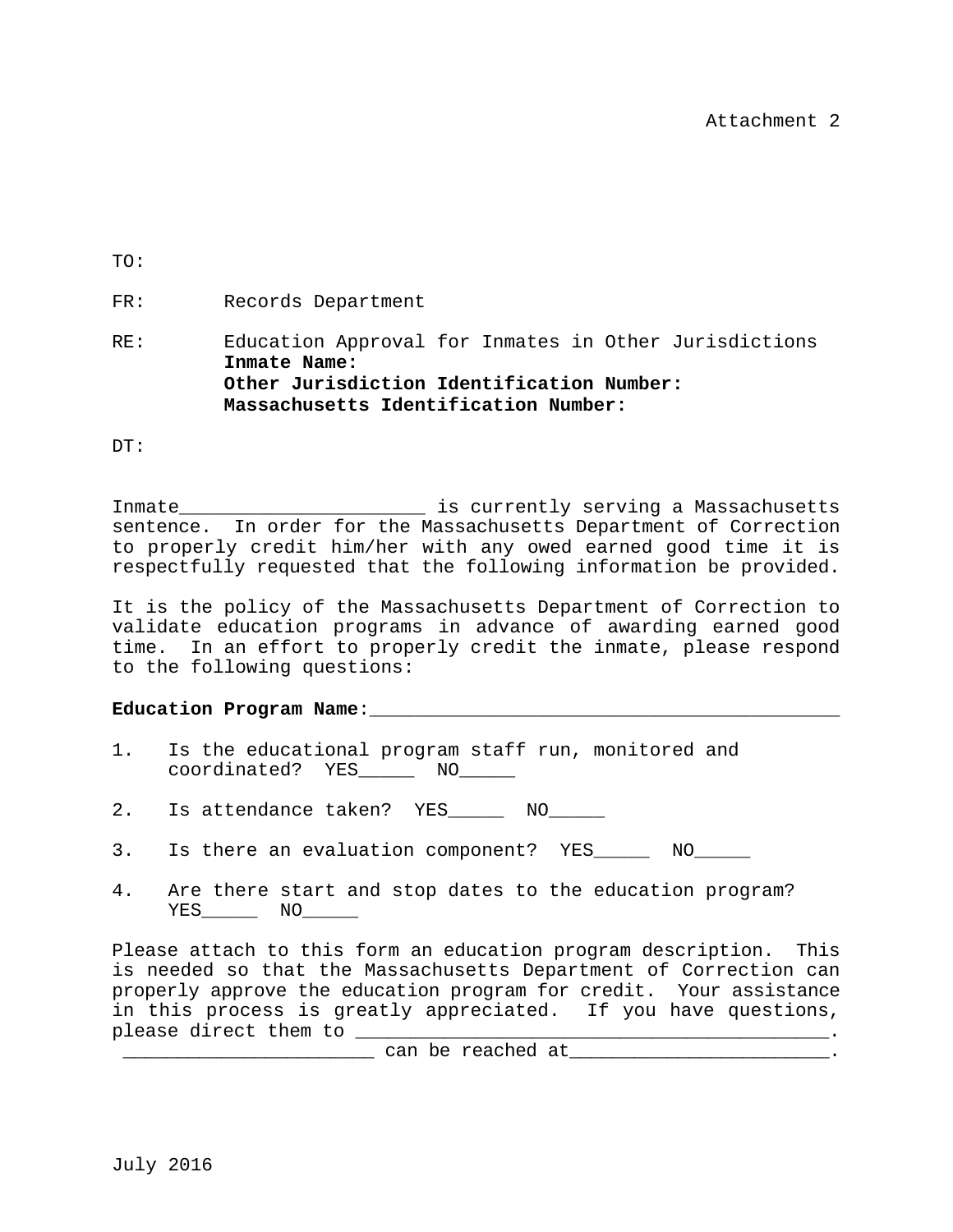Attachment 2

TO:

FR: Records Department

RE: Education Approval for Inmates in Other Jurisdictions
**Inmate Name:**
**Other Jurisdiction Identification Number:**
**Massachusetts Identification Number:**

DT:

Inmate______________________ is currently serving a Massachusetts sentence. In order for the Massachusetts Department of Correction to properly credit him/her with any owed earned good time it is respectfully requested that the following information be provided.

It is the policy of the Massachusetts Department of Correction to validate education programs in advance of awarding earned good time. In an effort to properly credit the inmate, please respond to the following questions:

**Education Program Name**:__________________________________________

1. Is the educational program staff run, monitored and coordinated? YES_____ NO_____
2. Is attendance taken? YES_____ NO_____
3. Is there an evaluation component? YES_____ NO_____
4. Are there start and stop dates to the education program? YES_____ NO_____

Please attach to this form an education program description. This is needed so that the Massachusetts Department of Correction can properly approve the education program for credit. Your assistance in this process is greatly appreciated. If you have questions, please direct them to ___________________________________________. _______________________ can be reached at_______________________.

July 2016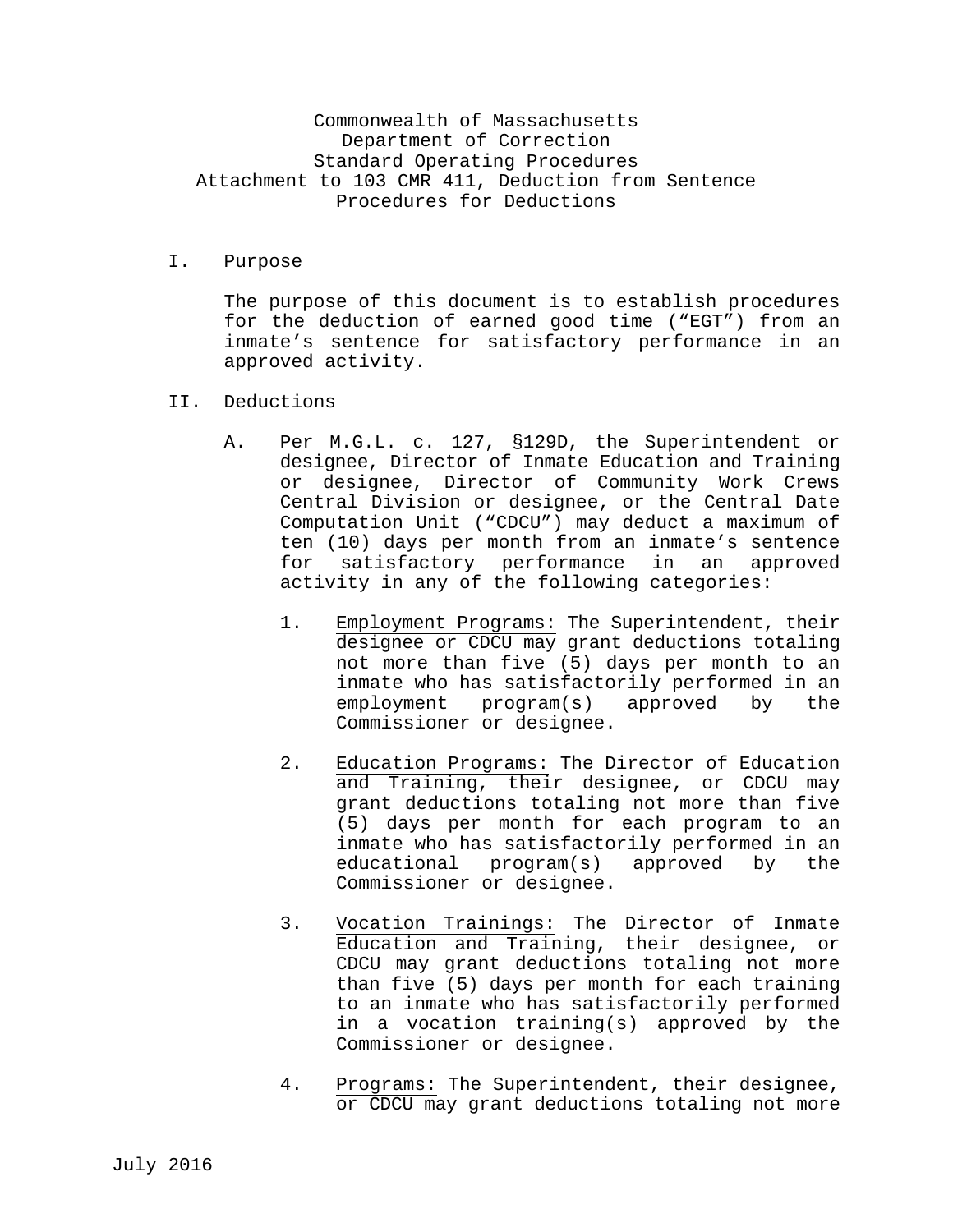Commonwealth of Massachusetts
Department of Correction
Standard Operating Procedures
Attachment to 103 CMR 411, Deduction from Sentence
Procedures for Deductions

I. Purpose

The purpose of this document is to establish procedures for the deduction of earned good time ("EGT") from an inmate's sentence for satisfactory performance in an approved activity.

II. Deductions

A. Per M.G.L. c. 127, §129D, the Superintendent or designee, Director of Inmate Education and Training or designee, Director of Community Work Crews Central Division or designee, or the Central Date Computation Unit ("CDCU") may deduct a maximum of ten (10) days per month from an inmate's sentence for satisfactory performance in an approved activity in any of the following categories:

1. Employment Programs: The Superintendent, their designee or CDCU may grant deductions totaling not more than five (5) days per month to an inmate who has satisfactorily performed in an employment program(s) approved by the Commissioner or designee.

2. Education Programs: The Director of Education and Training, their designee, or CDCU may grant deductions totaling not more than five (5) days per month for each program to an inmate who has satisfactorily performed in an educational program(s) approved by the Commissioner or designee.

3. Vocation Trainings: The Director of Inmate Education and Training, their designee, or CDCU may grant deductions totaling not more than five (5) days per month for each training to an inmate who has satisfactorily performed in a vocation training(s) approved by the Commissioner or designee.

4. Programs: The Superintendent, their designee, or CDCU may grant deductions totaling not more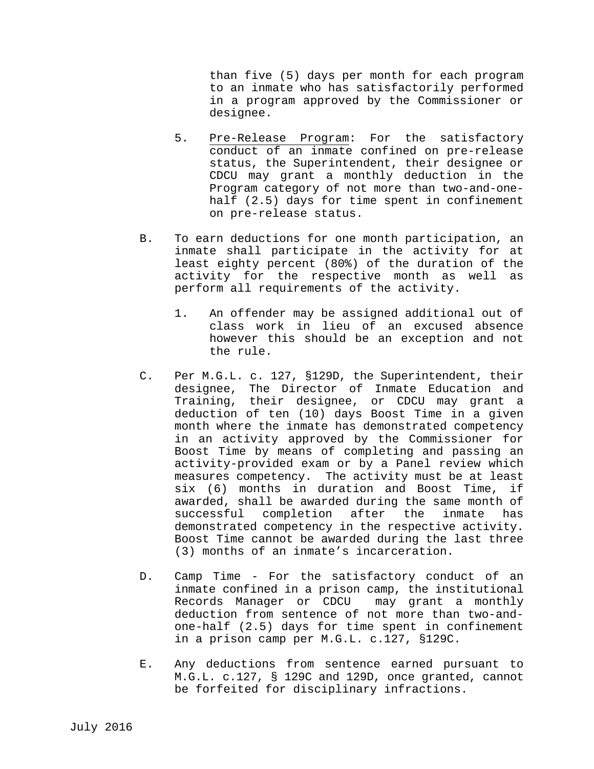than five (5) days per month for each program to an inmate who has satisfactorily performed in a program approved by the Commissioner or designee.

5. Pre-Release Program: For the satisfactory conduct of an inmate confined on pre-release status, the Superintendent, their designee or CDCU may grant a monthly deduction in the Program category of not more than two-and-one-half (2.5) days for time spent in confinement on pre-release status.

B. To earn deductions for one month participation, an inmate shall participate in the activity for at least eighty percent (80%) of the duration of the activity for the respective month as well as perform all requirements of the activity.

   1. An offender may be assigned additional out of class work in lieu of an excused absence however this should be an exception and not the rule.

C. Per M.G.L. c. 127, §129D, the Superintendent, their designee, The Director of Inmate Education and Training, their designee, or CDCU may grant a deduction of ten (10) days Boost Time in a given month where the inmate has demonstrated competency in an activity approved by the Commissioner for Boost Time by means of completing and passing an activity-provided exam or by a Panel review which measures competency. The activity must be at least six (6) months in duration and Boost Time, if awarded, shall be awarded during the same month of successful completion after the inmate has demonstrated competency in the respective activity. Boost Time cannot be awarded during the last three (3) months of an inmate's incarceration.

D. Camp Time - For the satisfactory conduct of an inmate confined in a prison camp, the institutional Records Manager or CDCU may grant a monthly deduction from sentence of not more than two-and-one-half (2.5) days for time spent in confinement in a prison camp per M.G.L. c.127, §129C.

E. Any deductions from sentence earned pursuant to M.G.L. c.127, § 129C and 129D, once granted, cannot be forfeited for disciplinary infractions.

July 2016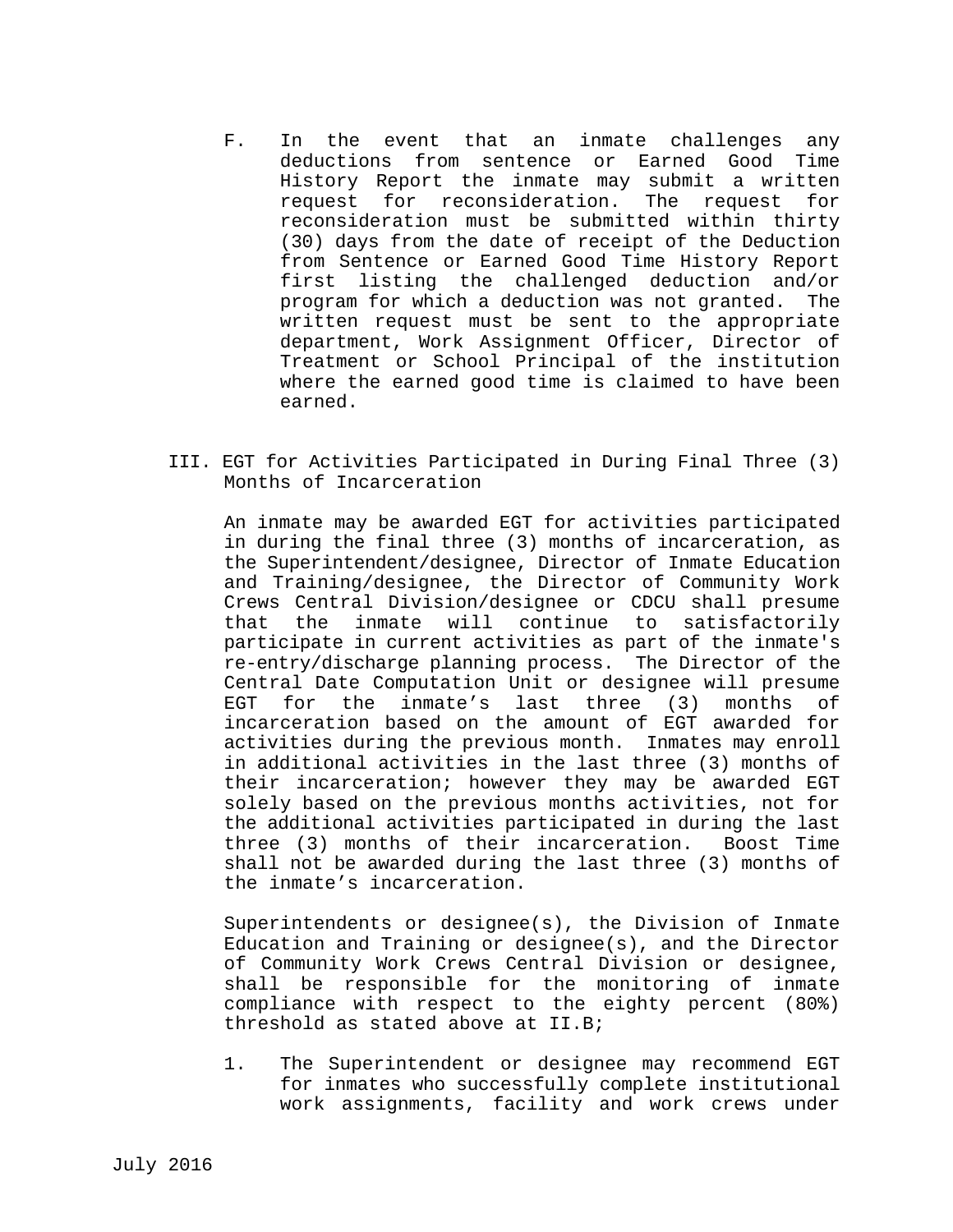F. In the event that an inmate challenges any deductions from sentence or Earned Good Time History Report the inmate may submit a written request for reconsideration. The request for reconsideration must be submitted within thirty (30) days from the date of receipt of the Deduction from Sentence or Earned Good Time History Report first listing the challenged deduction and/or program for which a deduction was not granted. The written request must be sent to the appropriate department, Work Assignment Officer, Director of Treatment or School Principal of the institution where the earned good time is claimed to have been earned.

## III. EGT for Activities Participated in During Final Three (3) Months of Incarceration

An inmate may be awarded EGT for activities participated in during the final three (3) months of incarceration, as the Superintendent/designee, Director of Inmate Education and Training/designee, the Director of Community Work Crews Central Division/designee or CDCU shall presume that the inmate will continue to satisfactorily participate in current activities as part of the inmate's re-entry/discharge planning process. The Director of the Central Date Computation Unit or designee will presume EGT for the inmate's last three (3) months of incarceration based on the amount of EGT awarded for activities during the previous month. Inmates may enroll in additional activities in the last three (3) months of their incarceration; however they may be awarded EGT solely based on the previous months activities, not for the additional activities participated in during the last three (3) months of their incarceration. Boost Time shall not be awarded during the last three (3) months of the inmate's incarceration.

Superintendents or designee(s), the Division of Inmate Education and Training or designee(s), and the Director of Community Work Crews Central Division or designee, shall be responsible for the monitoring of inmate compliance with respect to the eighty percent (80%) threshold as stated above at II.B;

1. The Superintendent or designee may recommend EGT for inmates who successfully complete institutional work assignments, facility and work crews under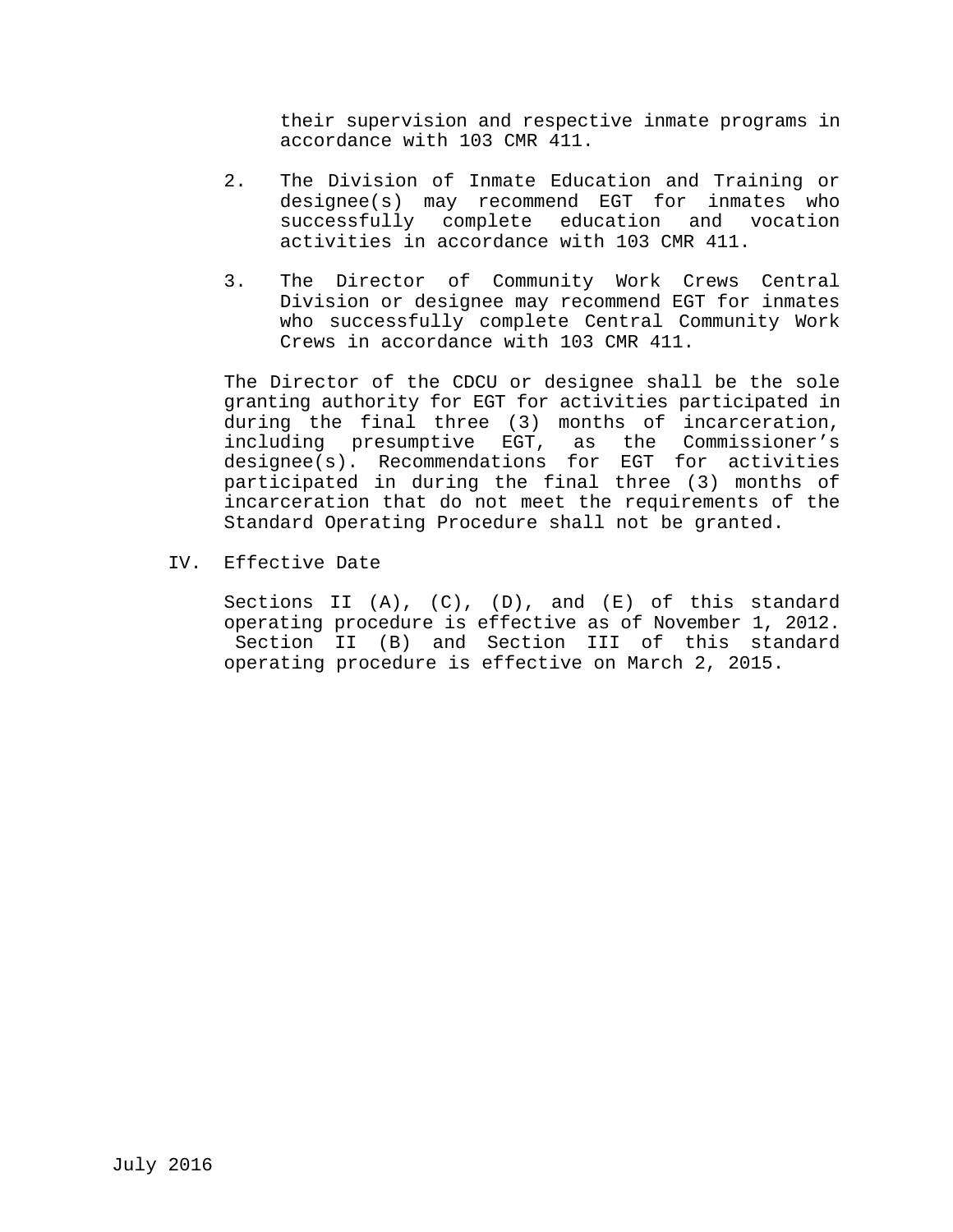their supervision and respective inmate programs in accordance with 103 CMR 411.

2. The Division of Inmate Education and Training or designee(s) may recommend EGT for inmates who successfully complete education and vocation activities in accordance with 103 CMR 411.

3. The Director of Community Work Crews Central Division or designee may recommend EGT for inmates who successfully complete Central Community Work Crews in accordance with 103 CMR 411.

The Director of the CDCU or designee shall be the sole granting authority for EGT for activities participated in during the final three (3) months of incarceration, including presumptive EGT, as the Commissioner's designee(s). Recommendations for EGT for activities participated in during the final three (3) months of incarceration that do not meet the requirements of the Standard Operating Procedure shall not be granted.

## IV. Effective Date

Sections II (A), (C), (D), and (E) of this standard operating procedure is effective as of November 1, 2012. Section II (B) and Section III of this standard operating procedure is effective on March 2, 2015.